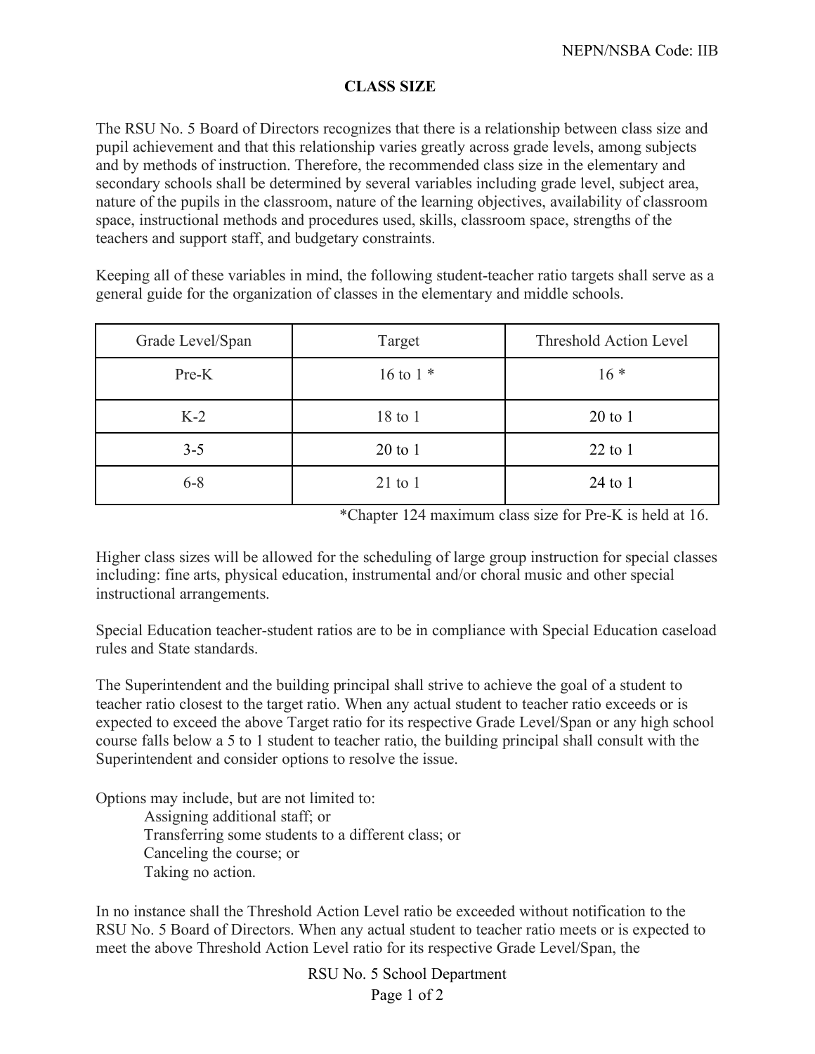NEPN/NSBA Code: IIB

# CLASS SIZE

The RSU No. 5 Board of Directors recognizes that there is a relationship between class size and pupil achievement and that this relationship varies greatly across grade levels, among subjects and by methods of instruction. Therefore, the recommended class size in the elementary and secondary schools shall be determined by several variables including grade level, subject area, nature of the pupils in the classroom, nature of the learning objectives, availability of classroom space, instructional methods and procedures used, skills, classroom space, strengths of the teachers and support staff, and budgetary constraints.

Keeping all of these variables in mind, the following student-teacher ratio targets shall serve as a general guide for the organization of classes in the elementary and middle schools.

| Grade Level/Span | Target | Threshold Action Level |
|---|---|---|
| Pre-K | 16 to 1 * | 16 * |
| K-2 | 18 to 1 | 20 to 1 |
| 3-5 | 20 to 1 | 22 to 1 |
| 6-8 | 21 to 1 | 24 to 1 |

*Chapter 124 maximum class size for Pre-K is held at 16.

Higher class sizes will be allowed for the scheduling of large group instruction for special classes including: fine arts, physical education, instrumental and/or choral music and other special instructional arrangements.

Special Education teacher-student ratios are to be in compliance with Special Education caseload rules and State standards.

The Superintendent and the building principal shall strive to achieve the goal of a student to teacher ratio closest to the target ratio. When any actual student to teacher ratio exceeds or is expected to exceed the above Target ratio for its respective Grade Level/Span or any high school course falls below a 5 to 1 student to teacher ratio, the building principal shall consult with the Superintendent and consider options to resolve the issue.

Options may include, but are not limited to:

- Assigning additional staff; or
- Transferring some students to a different class; or
- Canceling the course; or
- Taking no action.

In no instance shall the Threshold Action Level ratio be exceeded without notification to the RSU No. 5 Board of Directors. When any actual student to teacher ratio meets or is expected to meet the above Threshold Action Level ratio for its respective Grade Level/Span, the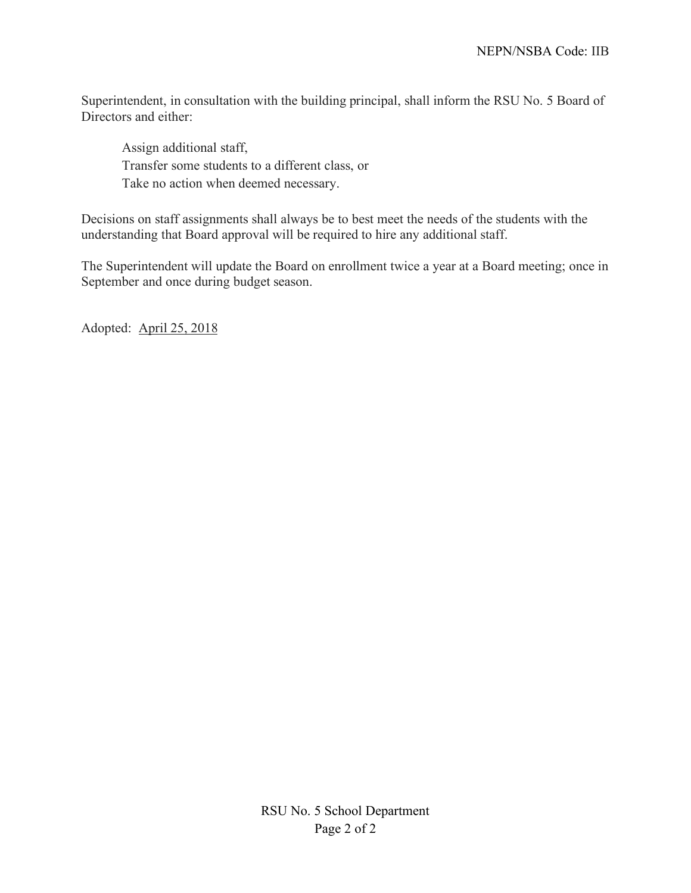Superintendent, in consultation with the building principal, shall inform the RSU No. 5 Board of Directors and either:

Assign additional staff,
Transfer some students to a different class, or
Take no action when deemed necessary.

Decisions on staff assignments shall always be to best meet the needs of the students with the understanding that Board approval will be required to hire any additional staff.

The Superintendent will update the Board on enrollment twice a year at a Board meeting; once in September and once during budget season.

Adopted: April 25, 2018